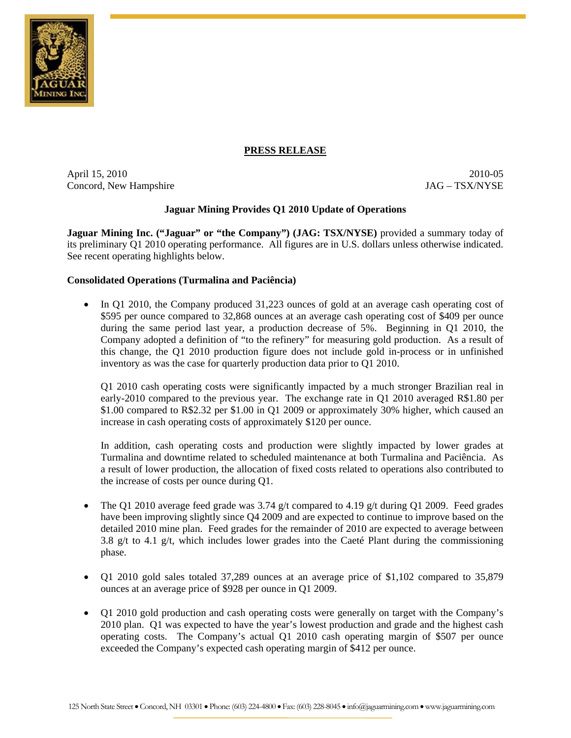**PRESS RELEASE**

April 15, 2010
Concord, New Hampshire

2010-05
JAG – TSX/NYSE

## Jaguar Mining Provides Q1 2010 Update of Operations

**Jaguar Mining Inc. ("Jaguar" or "the Company") (JAG: TSX/NYSE)** provided a summary today of its preliminary Q1 2010 operating performance. All figures are in U.S. dollars unless otherwise indicated. See recent operating highlights below.

### Consolidated Operations (Turmalina and Paciência)

- In Q1 2010, the Company produced 31,223 ounces of gold at an average cash operating cost of $595 per ounce compared to 32,868 ounces at an average cash operating cost of $409 per ounce during the same period last year, a production decrease of 5%. Beginning in Q1 2010, the Company adopted a definition of "to the refinery" for measuring gold production. As a result of this change, the Q1 2010 production figure does not include gold in-process or in unfinished inventory as was the case for quarterly production data prior to Q1 2010.

  Q1 2010 cash operating costs were significantly impacted by a much stronger Brazilian real in early-2010 compared to the previous year. The exchange rate in Q1 2010 averaged R$1.80 per $1.00 compared to R$2.32 per $1.00 in Q1 2009 or approximately 30% higher, which caused an increase in cash operating costs of approximately $120 per ounce.

  In addition, cash operating costs and production were slightly impacted by lower grades at Turmalina and downtime related to scheduled maintenance at both Turmalina and Paciência. As a result of lower production, the allocation of fixed costs related to operations also contributed to the increase of costs per ounce during Q1.

- The Q1 2010 average feed grade was 3.74 g/t compared to 4.19 g/t during Q1 2009. Feed grades have been improving slightly since Q4 2009 and are expected to continue to improve based on the detailed 2010 mine plan. Feed grades for the remainder of 2010 are expected to average between 3.8 g/t to 4.1 g/t, which includes lower grades into the Caeté Plant during the commissioning phase.

- Q1 2010 gold sales totaled 37,289 ounces at an average price of $1,102 compared to 35,879 ounces at an average price of $928 per ounce in Q1 2009.

- Q1 2010 gold production and cash operating costs were generally on target with the Company's 2010 plan. Q1 was expected to have the year's lowest production and grade and the highest cash operating costs. The Company's actual Q1 2010 cash operating margin of $507 per ounce exceeded the Company's expected cash operating margin of $412 per ounce.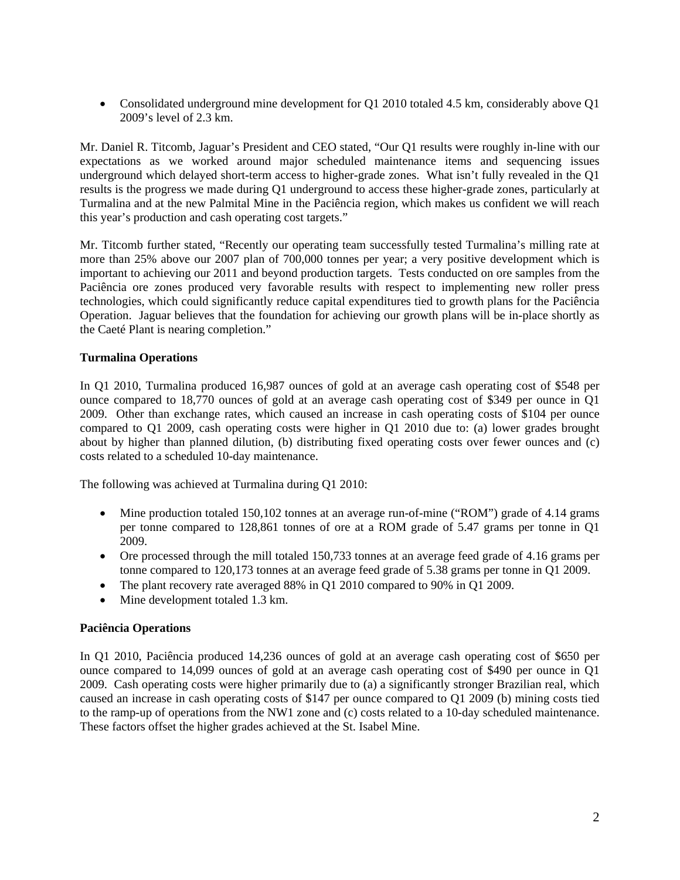- Consolidated underground mine development for Q1 2010 totaled 4.5 km, considerably above Q1 2009's level of 2.3 km.

Mr. Daniel R. Titcomb, Jaguar's President and CEO stated, "Our Q1 results were roughly in-line with our expectations as we worked around major scheduled maintenance items and sequencing issues underground which delayed short-term access to higher-grade zones. What isn't fully revealed in the Q1 results is the progress we made during Q1 underground to access these higher-grade zones, particularly at Turmalina and at the new Palmital Mine in the Paciência region, which makes us confident we will reach this year's production and cash operating cost targets."

Mr. Titcomb further stated, "Recently our operating team successfully tested Turmalina's milling rate at more than 25% above our 2007 plan of 700,000 tonnes per year; a very positive development which is important to achieving our 2011 and beyond production targets. Tests conducted on ore samples from the Paciência ore zones produced very favorable results with respect to implementing new roller press technologies, which could significantly reduce capital expenditures tied to growth plans for the Paciência Operation. Jaguar believes that the foundation for achieving our growth plans will be in-place shortly as the Caeté Plant is nearing completion."

**Turmalina Operations**

In Q1 2010, Turmalina produced 16,987 ounces of gold at an average cash operating cost of $548 per ounce compared to 18,770 ounces of gold at an average cash operating cost of $349 per ounce in Q1 2009. Other than exchange rates, which caused an increase in cash operating costs of $104 per ounce compared to Q1 2009, cash operating costs were higher in Q1 2010 due to: (a) lower grades brought about by higher than planned dilution, (b) distributing fixed operating costs over fewer ounces and (c) costs related to a scheduled 10-day maintenance.

The following was achieved at Turmalina during Q1 2010:

- Mine production totaled 150,102 tonnes at an average run-of-mine ("ROM") grade of 4.14 grams per tonne compared to 128,861 tonnes of ore at a ROM grade of 5.47 grams per tonne in Q1 2009.
- Ore processed through the mill totaled 150,733 tonnes at an average feed grade of 4.16 grams per tonne compared to 120,173 tonnes at an average feed grade of 5.38 grams per tonne in Q1 2009.
- The plant recovery rate averaged 88% in Q1 2010 compared to 90% in Q1 2009.
- Mine development totaled 1.3 km.

**Paciência Operations**

In Q1 2010, Paciência produced 14,236 ounces of gold at an average cash operating cost of $650 per ounce compared to 14,099 ounces of gold at an average cash operating cost of $490 per ounce in Q1 2009. Cash operating costs were higher primarily due to (a) a significantly stronger Brazilian real, which caused an increase in cash operating costs of $147 per ounce compared to Q1 2009 (b) mining costs tied to the ramp-up of operations from the NW1 zone and (c) costs related to a 10-day scheduled maintenance. These factors offset the higher grades achieved at the St. Isabel Mine.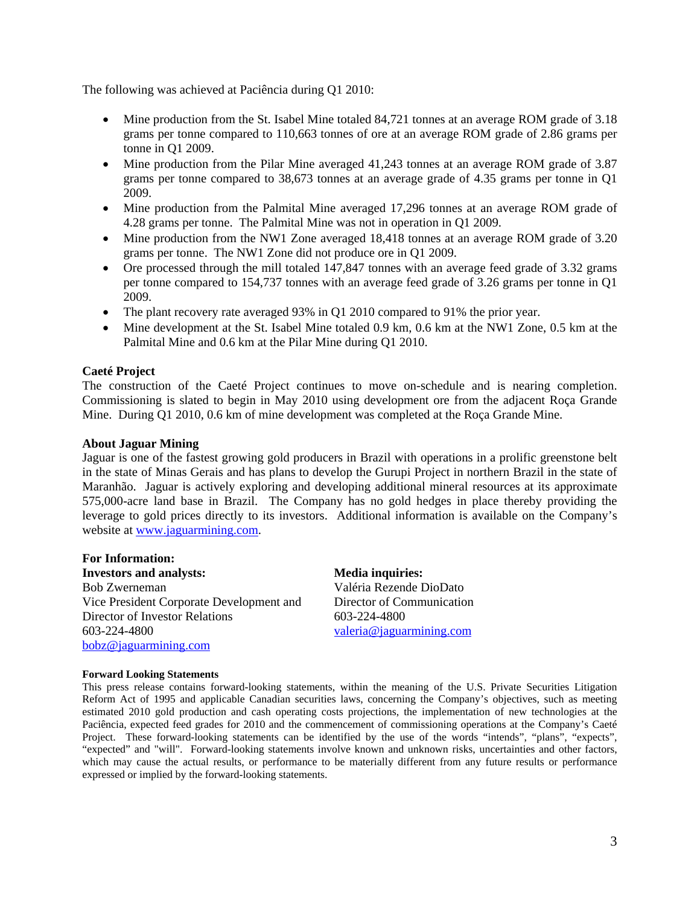The following was achieved at Paciência during Q1 2010:

- Mine production from the St. Isabel Mine totaled 84,721 tonnes at an average ROM grade of 3.18 grams per tonne compared to 110,663 tonnes of ore at an average ROM grade of 2.86 grams per tonne in Q1 2009.
- Mine production from the Pilar Mine averaged 41,243 tonnes at an average ROM grade of 3.87 grams per tonne compared to 38,673 tonnes at an average grade of 4.35 grams per tonne in Q1 2009.
- Mine production from the Palmital Mine averaged 17,296 tonnes at an average ROM grade of 4.28 grams per tonne. The Palmital Mine was not in operation in Q1 2009.
- Mine production from the NW1 Zone averaged 18,418 tonnes at an average ROM grade of 3.20 grams per tonne. The NW1 Zone did not produce ore in Q1 2009.
- Ore processed through the mill totaled 147,847 tonnes with an average feed grade of 3.32 grams per tonne compared to 154,737 tonnes with an average feed grade of 3.26 grams per tonne in Q1 2009.
- The plant recovery rate averaged 93% in Q1 2010 compared to 91% the prior year.
- Mine development at the St. Isabel Mine totaled 0.9 km, 0.6 km at the NW1 Zone, 0.5 km at the Palmital Mine and 0.6 km at the Pilar Mine during Q1 2010.

**Caeté Project**

The construction of the Caeté Project continues to move on-schedule and is nearing completion. Commissioning is slated to begin in May 2010 using development ore from the adjacent Roça Grande Mine. During Q1 2010, 0.6 km of mine development was completed at the Roça Grande Mine.

**About Jaguar Mining**

Jaguar is one of the fastest growing gold producers in Brazil with operations in a prolific greenstone belt in the state of Minas Gerais and has plans to develop the Gurupi Project in northern Brazil in the state of Maranhão. Jaguar is actively exploring and developing additional mineral resources at its approximate 575,000-acre land base in Brazil. The Company has no gold hedges in place thereby providing the leverage to gold prices directly to its investors. Additional information is available on the Company's website at www.jaguarmining.com.

**For Information:**

**Investors and analysts:**
Bob Zwerneman
Vice President Corporate Development and Director of Investor Relations
603-224-4800
bobz@jaguarmining.com

**Media inquiries:**
Valéria Rezende DioDato
Director of Communication
603-224-4800
valeria@jaguarmining.com

**Forward Looking Statements**

This press release contains forward-looking statements, within the meaning of the U.S. Private Securities Litigation Reform Act of 1995 and applicable Canadian securities laws, concerning the Company's objectives, such as meeting estimated 2010 gold production and cash operating costs projections, the implementation of new technologies at the Paciência, expected feed grades for 2010 and the commencement of commissioning operations at the Company's Caeté Project. These forward-looking statements can be identified by the use of the words "intends", "plans", "expects", "expected" and "will". Forward-looking statements involve known and unknown risks, uncertainties and other factors, which may cause the actual results, or performance to be materially different from any future results or performance expressed or implied by the forward-looking statements.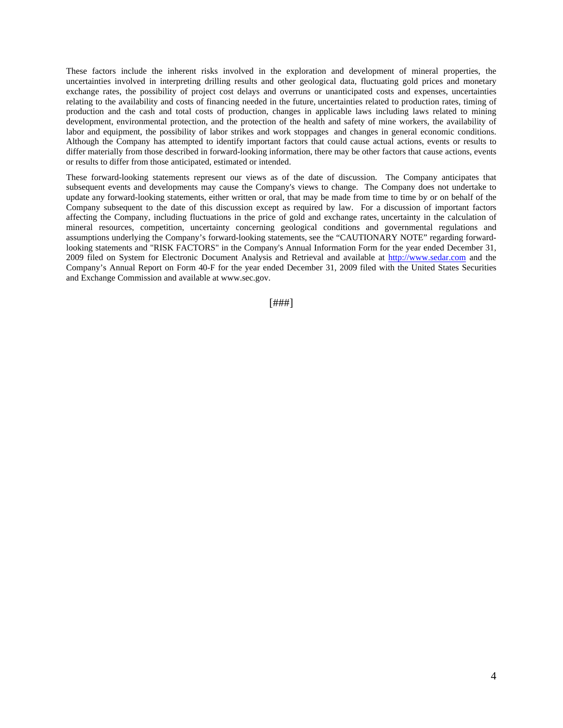These factors include the inherent risks involved in the exploration and development of mineral properties, the uncertainties involved in interpreting drilling results and other geological data, fluctuating gold prices and monetary exchange rates, the possibility of project cost delays and overruns or unanticipated costs and expenses, uncertainties relating to the availability and costs of financing needed in the future, uncertainties related to production rates, timing of production and the cash and total costs of production, changes in applicable laws including laws related to mining development, environmental protection, and the protection of the health and safety of mine workers, the availability of labor and equipment, the possibility of labor strikes and work stoppages and changes in general economic conditions. Although the Company has attempted to identify important factors that could cause actual actions, events or results to differ materially from those described in forward-looking information, there may be other factors that cause actions, events or results to differ from those anticipated, estimated or intended.

These forward-looking statements represent our views as of the date of discussion. The Company anticipates that subsequent events and developments may cause the Company's views to change. The Company does not undertake to update any forward-looking statements, either written or oral, that may be made from time to time by or on behalf of the Company subsequent to the date of this discussion except as required by law. For a discussion of important factors affecting the Company, including fluctuations in the price of gold and exchange rates, uncertainty in the calculation of mineral resources, competition, uncertainty concerning geological conditions and governmental regulations and assumptions underlying the Company's forward-looking statements, see the "CAUTIONARY NOTE" regarding forward-looking statements and "RISK FACTORS" in the Company's Annual Information Form for the year ended December 31, 2009 filed on System for Electronic Document Analysis and Retrieval and available at http://www.sedar.com and the Company's Annual Report on Form 40-F for the year ended December 31, 2009 filed with the United States Securities and Exchange Commission and available at www.sec.gov.

[###]